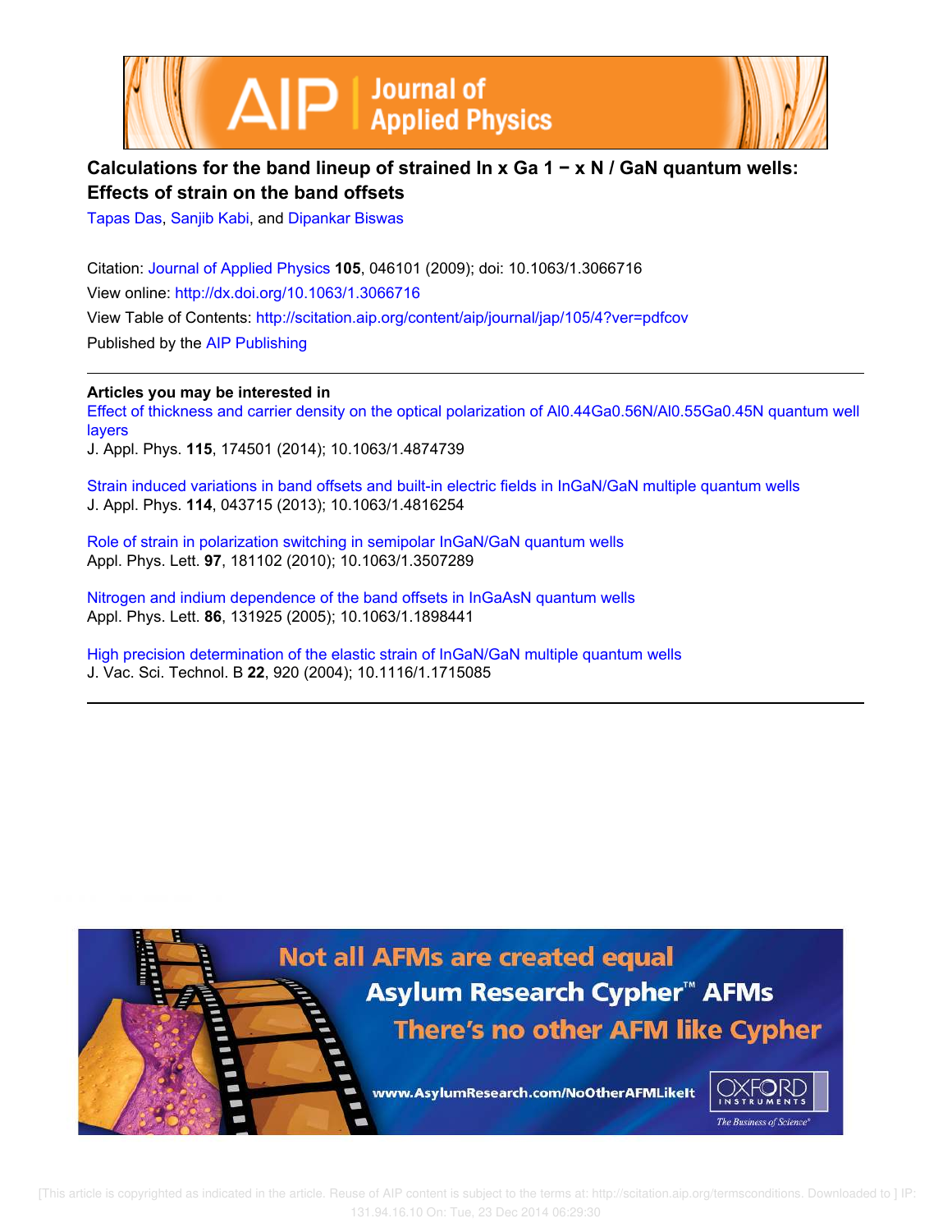# Calculations for the band lineup of strained $In_xGa_{1-x}N$ / GaN quantum wells: Effects of strain on the band offsets

Tapas Das, Sanjib Kabi, and Dipankar Biswas

Citation: Journal of Applied Physics **105**, 046101 (2009); doi: 10.1063/1.3066716

View online: http://dx.doi.org/10.1063/1.3066716

View Table of Contents: http://scitation.aip.org/content/aip/journal/jap/105/4?ver=pdfcov

Published by the AIP Publishing

---

**Articles you may be interested in**

Effect of thickness and carrier density on the optical polarization of $Al_{0.44}Ga_{0.56}N/Al_{0.55}Ga_{0.45}N$ quantum well layers

J. Appl. Phys. **115**, 174501 (2014); 10.1063/1.4874739

Strain induced variations in band offsets and built-in electric fields in InGaN/GaN multiple quantum wells

J. Appl. Phys. **114**, 043715 (2013); 10.1063/1.4816254

Role of strain in polarization switching in semipolar InGaN/GaN quantum wells

Appl. Phys. Lett. **97**, 181102 (2010); 10.1063/1.3507289

Nitrogen and indium dependence of the band offsets in InGaAsN quantum wells

Appl. Phys. Lett. **86**, 131925 (2005); 10.1063/1.1898441

High precision determination of the elastic strain of InGaN/GaN multiple quantum wells

J. Vac. Sci. Technol. B **22**, 920 (2004); 10.1116/1.1715085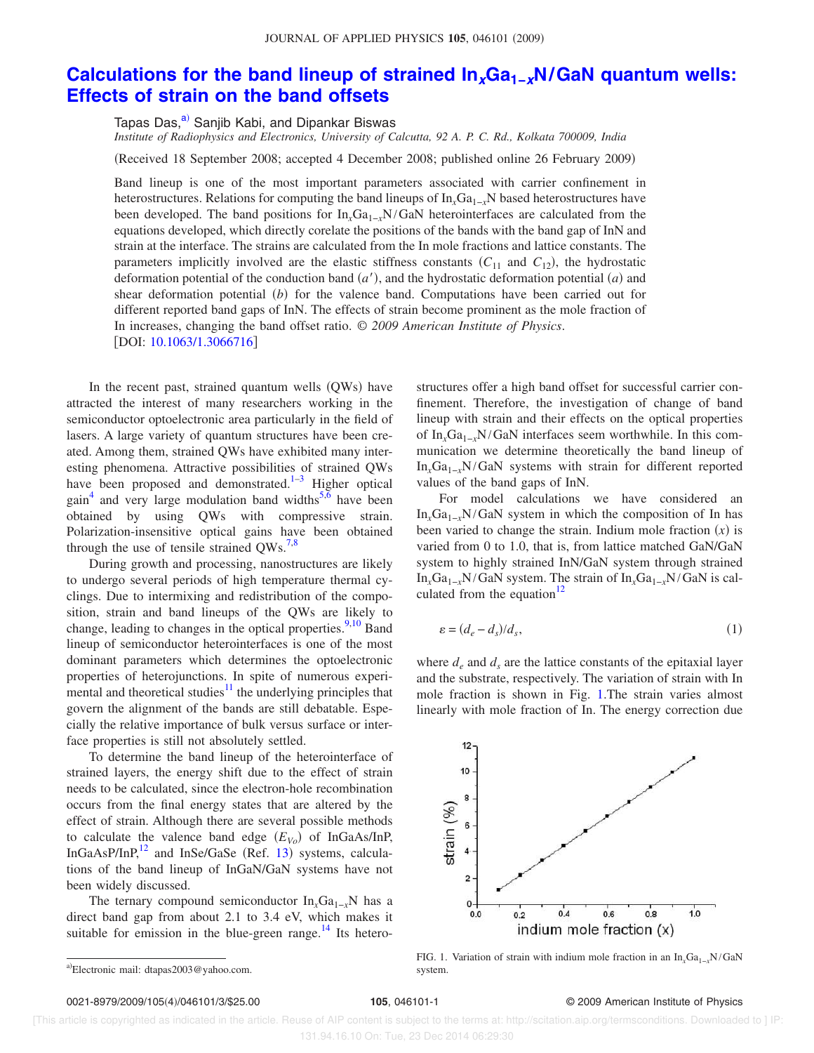# Calculations for the band lineup of strained $In_xGa_{1-x}N$/GaN quantum wells: Effects of strain on the band offsets

Tapas Das,[a] Sanjib Kabi, and Dipankar Biswas

*Institute of Radiophysics and Electronics, University of Calcutta, 92 A. P. C. Rd., Kolkata 700009, India*

(Received 18 September 2008; accepted 4 December 2008; published online 26 February 2009)

Band lineup is one of the most important parameters associated with carrier confinement in heterostructures. Relations for computing the band lineups of $In_xGa_{1-x}N$ based heterostructures have been developed. The band positions for $In_xGa_{1-x}N$/GaN heterointerfaces are calculated from the equations developed, which directly corelate the positions of the bands with the band gap of InN and strain at the interface. The strains are calculated from the In mole fractions and lattice constants. The parameters implicitly involved are the elastic stiffness constants ($C_{11}$ and $C_{12}$), the hydrostatic deformation potential of the conduction band ($a'$), and the hydrostatic deformation potential ($a$) and shear deformation potential ($b$) for the valence band. Computations have been carried out for different reported band gaps of InN. The effects of strain become prominent as the mole fraction of In increases, changing the band offset ratio. © *2009 American Institute of Physics*. [DOI: 10.1063/1.3066716]

In the recent past, strained quantum wells (QWs) have attracted the interest of many researchers working in the semiconductor optoelectronic area particularly in the field of lasers. A large variety of quantum structures have been created. Among them, strained QWs have exhibited many interesting phenomena. Attractive possibilities of strained QWs have been proposed and demonstrated.[1–3] Higher optical gain[4] and very large modulation band widths[5,6] have been obtained by using QWs with compressive strain. Polarization-insensitive optical gains have been obtained through the use of tensile strained QWs.[7,8]

During growth and processing, nanostructures are likely to undergo several periods of high temperature thermal cyclings. Due to intermixing and redistribution of the composition, strain and band lineups of the QWs are likely to change, leading to changes in the optical properties.[9,10] Band lineup of semiconductor heterointerfaces is one of the most dominant parameters which determines the optoelectronic properties of heterojunctions. In spite of numerous experimental and theoretical studies[11] the underlying principles that govern the alignment of the bands are still debatable. Especially the relative importance of bulk versus surface or interface properties is still not absolutely settled.

To determine the band lineup of the heterointerface of strained layers, the energy shift due to the effect of strain needs to be calculated, since the electron-hole recombination occurs from the final energy states that are altered by the effect of strain. Although there are several possible methods to calculate the valence band edge ($E_{V0}$) of InGaAs/InP, InGaAsP/InP,[12] and InSe/GaSe (Ref. 13) systems, calculations of the band lineup of InGaN/GaN systems have not been widely discussed.

The ternary compound semiconductor $In_xGa_{1-x}N$ has a direct band gap from about 2.1 to 3.4 eV, which makes it suitable for emission in the blue-green range.[14] Its heterostructures offer a high band offset for successful carrier confinement. Therefore, the investigation of change of band lineup with strain and their effects on the optical properties of $In_xGa_{1-x}N$/GaN interfaces seem worthwhile. In this communication we determine theoretically the band lineup of $In_xGa_{1-x}N$/GaN systems with strain for different reported values of the band gaps of InN.

For model calculations we have considered an $In_xGa_{1-x}N$/GaN system in which the composition of In has been varied to change the strain. Indium mole fraction ($x$) is varied from 0 to 1.0, that is, from lattice matched GaN/GaN system to highly strained InN/GaN system through strained $In_xGa_{1-x}N$/GaN system. The strain of $In_xGa_{1-x}N$/GaN is calculated from the equation[12]

$$\varepsilon = (d_e - d_s)/d_s, \tag{1}$$

where $d_e$ and $d_s$ are the lattice constants of the epitaxial layer and the substrate, respectively. The variation of strain with In mole fraction is shown in Fig. 1. The strain varies almost linearly with mole fraction of In. The energy correction due

FIG. 1. Variation of strain with indium mole fraction in an $In_xGa_{1-x}N$/GaN system.

[a] Electronic mail: dtapas2003@yahoo.com.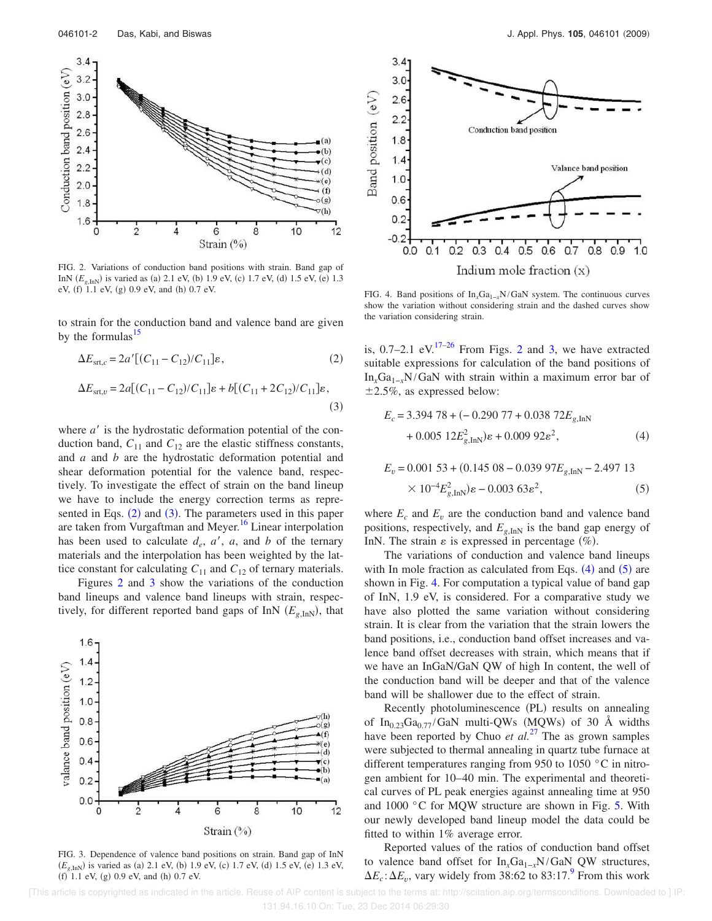FIG. 2. Variations of conduction band positions with strain. Band gap of InN ($E_{g,\mathrm{InN}}$) is varied as (a) 2.1 eV, (b) 1.9 eV, (c) 1.7 eV, (d) 1.5 eV, (e) 1.3 eV, (f) 1.1 eV, (g) 0.9 eV, and (h) 0.7 eV.

to strain for the conduction band and valence band are given by the formulas[15]

$$\Delta E_{\mathrm{srt},c} = 2a'[(C_{11} - C_{12})/C_{11}]\varepsilon, \tag{2}$$

$$\Delta E_{\mathrm{srt},v} = 2a[(C_{11} - C_{12})/C_{11}]\varepsilon + b[(C_{11} + 2C_{12})/C_{11}]\varepsilon, \tag{3}$$

where $a'$ is the hydrostatic deformation potential of the conduction band, $C_{11}$ and $C_{12}$ are the elastic stiffness constants, and $a$ and $b$ are the hydrostatic deformation potential and shear deformation potential for the valence band, respectively. To investigate the effect of strain on the band lineup we have to include the energy correction terms as represented in Eqs. (2) and (3). The parameters used in this paper are taken from Vurgaftman and Meyer.[16] Linear interpolation has been used to calculate $d_e$, $a'$, $a$, and $b$ of the ternary materials and the interpolation has been weighted by the lattice constant for calculating $C_{11}$ and $C_{12}$ of ternary materials.

Figures 2 and 3 show the variations of the conduction band lineups and valence band lineups with strain, respectively, for different reported band gaps of InN ($E_{g,\mathrm{InN}}$), that is, 0.7–2.1 eV.[17–26] From Figs. 2 and 3, we have extracted suitable expressions for calculation of the band positions of $In_xGa_{1-x}N/GaN$ with strain within a maximum error bar of ±2.5%, as expressed below:

$$E_c = 3.394\,78 + (-0.290\,77 + 0.038\,72E_{g,\mathrm{InN}} + 0.005\,12E_{g,\mathrm{InN}}^2)\varepsilon + 0.009\,92\varepsilon^2, \tag{4}$$

$$E_v = 0.001\,53 + (0.145\,08 - 0.039\,97E_{g,\mathrm{InN}} - 2.497\,13 \times 10^{-4}E_{g,\mathrm{InN}}^2)\varepsilon - 0.003\,63\varepsilon^2, \tag{5}$$

where $E_c$ and $E_v$ are the conduction band and valence band positions, respectively, and $E_{g,\mathrm{InN}}$ is the band gap energy of InN. The strain $\varepsilon$ is expressed in percentage (%).

The variations of conduction and valence band lineups with In mole fraction as calculated from Eqs. (4) and (5) are shown in Fig. 4. For computation a typical value of band gap of InN, 1.9 eV, is considered. For a comparative study we have also plotted the same variation without considering strain. It is clear from the variation that the strain lowers the band positions, i.e., conduction band offset increases and valence band offset decreases with strain, which means that if we have an InGaN/GaN QW of high In content, the well of the conduction band will be deeper and that of the valence band will be shallower due to the effect of strain.

Recently photoluminescence (PL) results on annealing of $In_{0.23}Ga_{0.77}N/GaN$ multi-QWs (MQWs) of 30 Å widths have been reported by Chuo *et al.*[27] The as grown samples were subjected to thermal annealing in quartz tube furnace at different temperatures ranging from 950 to 1050 °C in nitrogen ambient for 10–40 min. The experimental and theoretical curves of PL peak energies against annealing time at 950 and 1000 °C for MQW structure are shown in Fig. 5. With our newly developed band lineup model the data could be fitted to within 1% average error.

Reported values of the ratios of conduction band offset to valence band offset for $In_xGa_{1-x}N/GaN$ QW structures, $\Delta E_c{:}\Delta E_v$, vary widely from 38:62 to 83:17.[9] From this work

FIG. 3. Dependence of valence band positions on strain. Band gap of InN ($E_{g,\mathrm{InN}}$) is varied as (a) 2.1 eV, (b) 1.9 eV, (c) 1.7 eV, (d) 1.5 eV, (e) 1.3 eV, (f) 1.1 eV, (g) 0.9 eV, and (h) 0.7 eV.

FIG. 4. Band positions of $In_xGa_{1-x}N/GaN$ system. The continuous curves show the variation without considering strain and the dashed curves show the variation considering strain.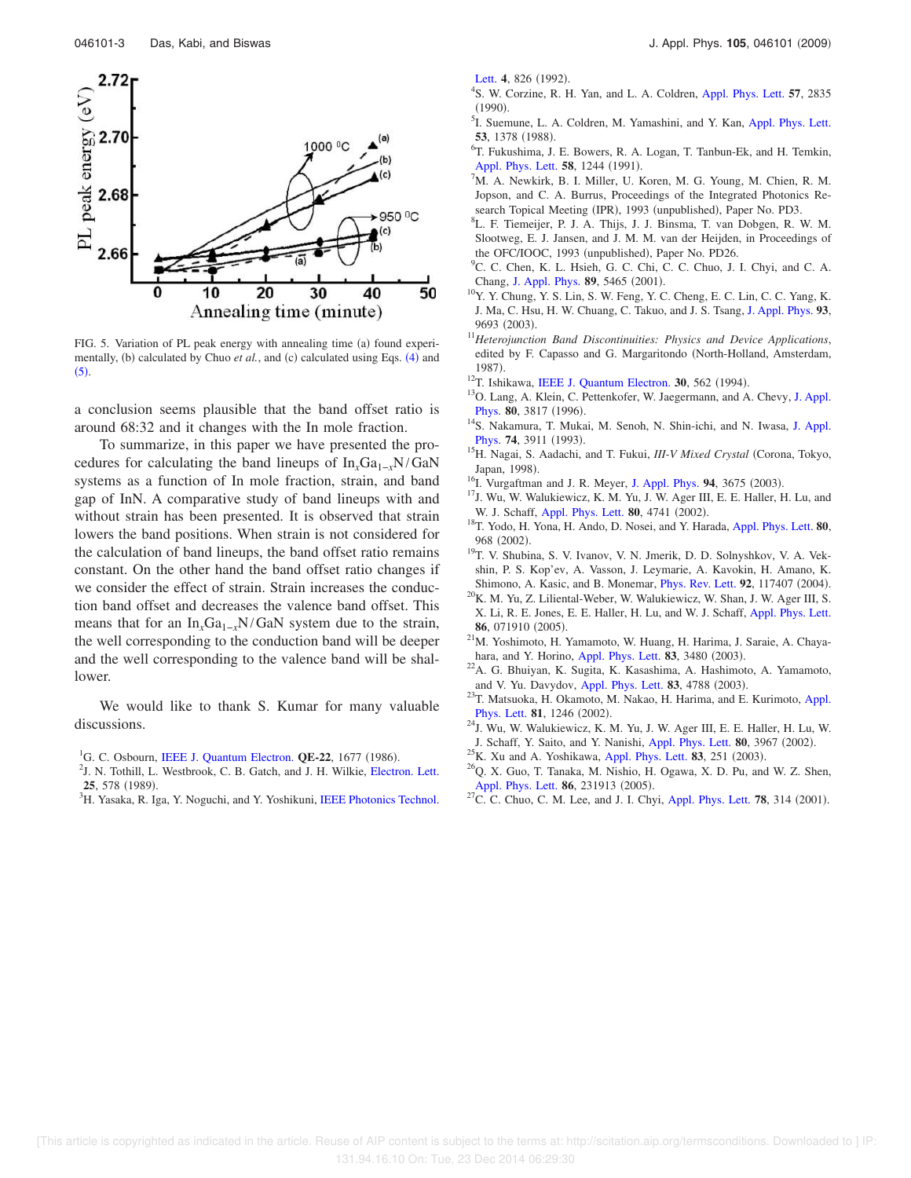2.72
2.70
2.68
2.66
PL peak energy (eV)
0
10
20
30
40
50
Annealing time (minute)
1000 °C
950 °C
(a)
(b)
(c)
(c)
(b)
(a)

FIG. 5. Variation of PL peak energy with annealing time (a) found experimentally, (b) calculated by Chuo *et al.*, and (c) calculated using Eqs. (4) and (5).

a conclusion seems plausible that the band offset ratio is around 68:32 and it changes with the In mole fraction.

To summarize, in this paper we have presented the procedures for calculating the band lineups of $In_xGa_{1-x}N/GaN$ systems as a function of In mole fraction, strain, and band gap of InN. A comparative study of band lineups with and without strain has been presented. It is observed that strain lowers the band positions. When strain is not considered for the calculation of band lineups, the band offset ratio remains constant. On the other hand the band offset ratio changes if we consider the effect of strain. Strain increases the conduction band offset and decreases the valence band offset. This means that for an $In_xGa_{1-x}N/GaN$ system due to the strain, the well corresponding to the conduction band will be deeper and the well corresponding to the valence band will be shallower.

We would like to thank S. Kumar for many valuable discussions.

[1] G. C. Osbourn, IEEE J. Quantum Electron. **QE-22**, 1677 (1986).
[2] J. N. Tothill, L. Westbrook, C. B. Gatch, and J. H. Wilkie, Electron. Lett. **25**, 578 (1989).
[3] H. Yasaka, R. Iga, Y. Noguchi, and Y. Yoshikuni, IEEE Photonics Technol. Lett. **4**, 826 (1992).
[4] S. W. Corzine, R. H. Yan, and L. A. Coldren, Appl. Phys. Lett. **57**, 2835 (1990).
[5] I. Suemune, L. A. Coldren, M. Yamashini, and Y. Kan, Appl. Phys. Lett. **53**, 1378 (1988).
[6] T. Fukushima, J. E. Bowers, R. A. Logan, T. Tanbun-Ek, and H. Temkin, Appl. Phys. Lett. **58**, 1244 (1991).
[7] M. A. Newkirk, B. I. Miller, U. Koren, M. G. Young, M. Chien, R. M. Jopson, and C. A. Burrus, Proceedings of the Integrated Photonics Research Topical Meeting (IPR), 1993 (unpublished), Paper No. PD3.
[8] L. F. Tiemeijer, P. J. A. Thijs, J. J. Binsma, T. van Dobgen, R. W. M. Slootweg, J. E. Jansen, and J. M. M. van der Heijden, in Proceedings of the OFC/IOOC, 1993 (unpublished), Paper No. PD26.
[9] C. C. Chen, K. L. Hsieh, G. C. Chi, C. C. Chuo, J. I. Chyi, and C. A. Chang, J. Appl. Phys. **89**, 5465 (2001).
[10] Y. Y. Chung, Y. S. Lin, S. W. Feng, Y. C. Cheng, E. C. Lin, C. C. Yang, K. J. Ma, C. Hsu, H. W. Chuang, C. Takuo, and J. S. Tsang, J. Appl. Phys. **93**, 9693 (2003).
[11] *Heterojunction Band Discontinuities: Physics and Device Applications*, edited by F. Capasso and G. Margaritondo (North-Holland, Amsterdam, 1987).
[12] T. Ishikawa, IEEE J. Quantum Electron. **30**, 562 (1994).
[13] O. Lang, A. Klein, C. Pettenkofer, W. Jaegermann, and A. Chevy, J. Appl. Phys. **80**, 3817 (1996).
[14] S. Nakamura, T. Mukai, M. Senoh, N. Shin-ichi, and N. Iwasa, J. Appl. Phys. **74**, 3911 (1993).
[15] H. Nagai, S. Aadachi, and T. Fukui, *III-V Mixed Crystal* (Corona, Tokyo, Japan, 1998).
[16] I. Vurgaftman and J. R. Meyer, J. Appl. Phys. **94**, 3675 (2003).
[17] J. Wu, W. Walukiewicz, K. M. Yu, J. W. Ager III, E. E. Haller, H. Lu, and W. J. Schaff, Appl. Phys. Lett. **80**, 4741 (2002).
[18] T. Yodo, H. Yona, H. Ando, D. Nosei, and Y. Harada, Appl. Phys. Lett. **80**, 968 (2002).
[19] T. V. Shubina, S. V. Ivanov, V. N. Jmerik, D. D. Solnyshkov, V. A. Vekshin, P. S. Kop'ev, A. Vasson, J. Leymarie, A. Kavokin, H. Amano, K. Shimono, A. Kasic, and B. Monemar, Phys. Rev. Lett. **92**, 117407 (2004).
[20] K. M. Yu, Z. Liliental-Weber, W. Walukiewicz, W. Shan, J. W. Ager III, S. X. Li, R. E. Jones, E. E. Haller, H. Lu, and W. J. Schaff, Appl. Phys. Lett. **86**, 071910 (2005).
[21] M. Yoshimoto, H. Yamamoto, W. Huang, H. Harima, J. Saraie, A. Chayahara, and Y. Horino, Appl. Phys. Lett. **83**, 3480 (2003).
[22] A. G. Bhuiyan, K. Sugita, K. Kasashima, A. Hashimoto, A. Yamamoto, and V. Yu. Davydov, Appl. Phys. Lett. **83**, 4788 (2003).
[23] T. Matsuoka, H. Okamoto, M. Nakao, H. Harima, and E. Kurimoto, Appl. Phys. Lett. **81**, 1246 (2002).
[24] J. Wu, W. Walukiewicz, K. M. Yu, J. W. Ager III, E. E. Haller, H. Lu, W. J. Schaff, Y. Saito, and Y. Nanishi, Appl. Phys. Lett. **80**, 3967 (2002).
[25] K. Xu and A. Yoshikawa, Appl. Phys. Lett. **83**, 251 (2003).
[26] Q. X. Guo, T. Tanaka, M. Nishio, H. Ogawa, X. D. Pu, and W. Z. Shen, Appl. Phys. Lett. **86**, 231913 (2005).
[27] C. C. Chuo, C. M. Lee, and J. I. Chyi, Appl. Phys. Lett. **78**, 314 (2001).